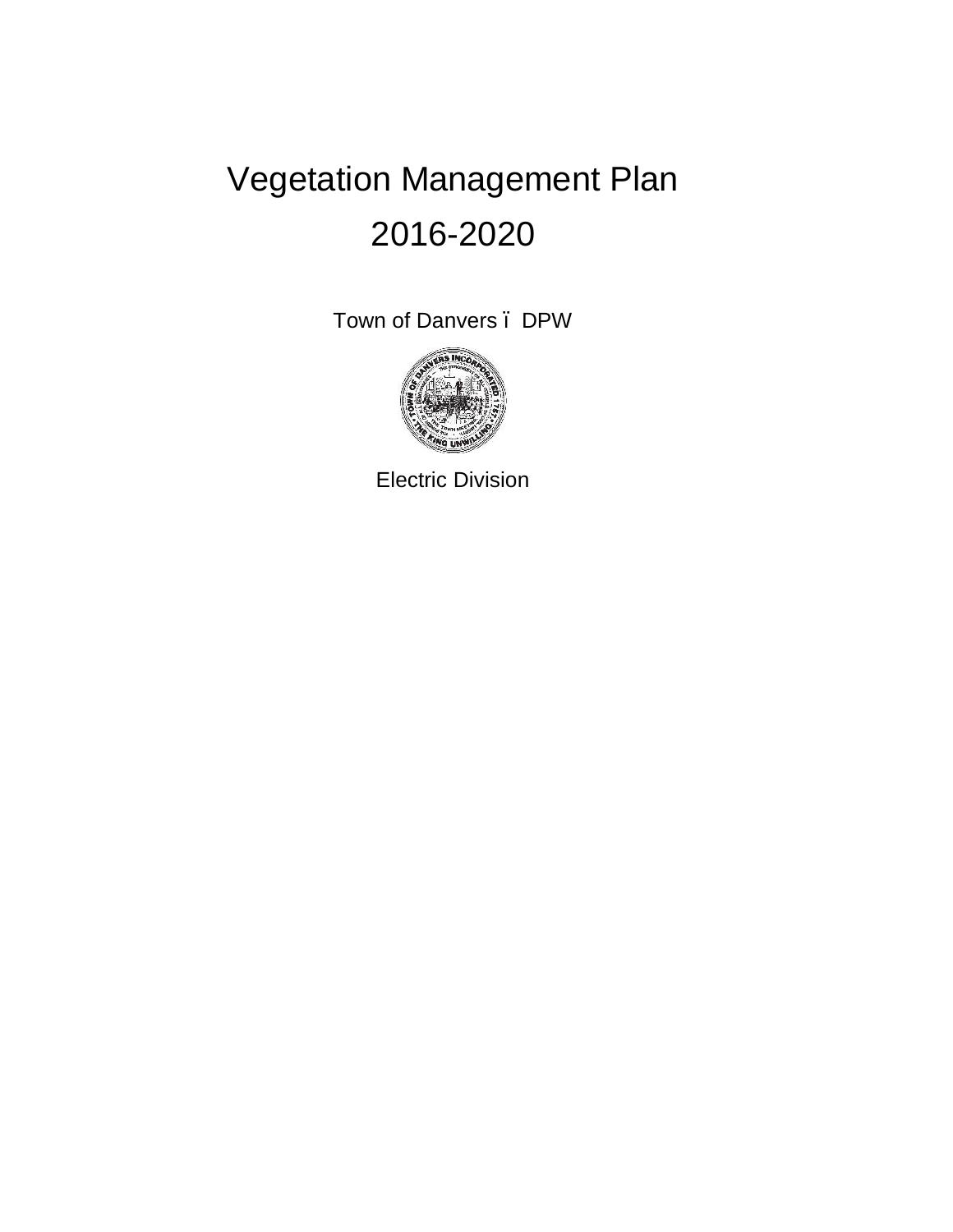# Vegetation Management Plan
# 2016-2020

Town of Danvers – DPW

Electric Division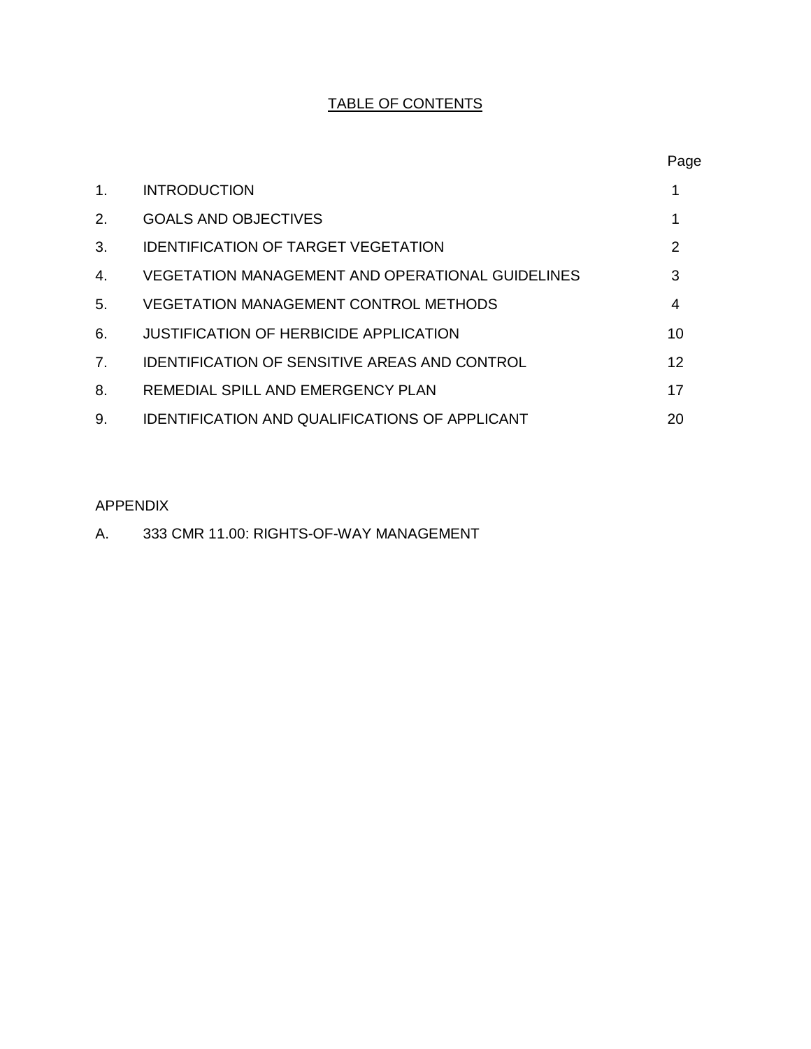# TABLE OF CONTENTS

| | | Page |
|---|---|---|
| 1. | INTRODUCTION | 1 |
| 2. | GOALS AND OBJECTIVES | 1 |
| 3. | IDENTIFICATION OF TARGET VEGETATION | 2 |
| 4. | VEGETATION MANAGEMENT AND OPERATIONAL GUIDELINES | 3 |
| 5. | VEGETATION MANAGEMENT CONTROL METHODS | 4 |
| 6. | JUSTIFICATION OF HERBICIDE APPLICATION | 10 |
| 7. | IDENTIFICATION OF SENSITIVE AREAS AND CONTROL | 12 |
| 8. | REMEDIAL SPILL AND EMERGENCY PLAN | 17 |
| 9. | IDENTIFICATION AND QUALIFICATIONS OF APPLICANT | 20 |

APPENDIX

A. 333 CMR 11.00: RIGHTS-OF-WAY MANAGEMENT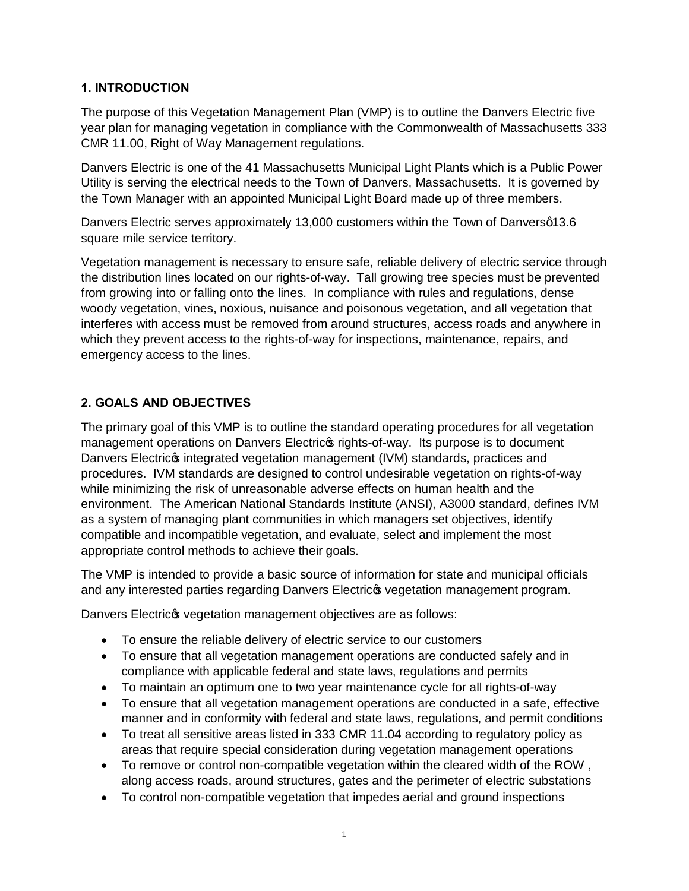## 1. INTRODUCTION

The purpose of this Vegetation Management Plan (VMP) is to outline the Danvers Electric five year plan for managing vegetation in compliance with the Commonwealth of Massachusetts 333 CMR 11.00, Right of Way Management regulations.

Danvers Electric is one of the 41 Massachusetts Municipal Light Plants which is a Public Power Utility is serving the electrical needs to the Town of Danvers, Massachusetts. It is governed by the Town Manager with an appointed Municipal Light Board made up of three members.

Danvers Electric serves approximately 13,000 customers within the Town of Danversû13.6 square mile service territory.

Vegetation management is necessary to ensure safe, reliable delivery of electric service through the distribution lines located on our rights-of-way. Tall growing tree species must be prevented from growing into or falling onto the lines. In compliance with rules and regulations, dense woody vegetation, vines, noxious, nuisance and poisonous vegetation, and all vegetation that interferes with access must be removed from around structures, access roads and anywhere in which they prevent access to the rights-of-way for inspections, maintenance, repairs, and emergency access to the lines.

## 2. GOALS AND OBJECTIVES

The primary goal of this VMP is to outline the standard operating procedures for all vegetation management operations on Danvers Electricœ rights-of-way. Its purpose is to document Danvers Electricœ integrated vegetation management (IVM) standards, practices and procedures. IVM standards are designed to control undesirable vegetation on rights-of-way while minimizing the risk of unreasonable adverse effects on human health and the environment. The American National Standards Institute (ANSI), A3000 standard, defines IVM as a system of managing plant communities in which managers set objectives, identify compatible and incompatible vegetation, and evaluate, select and implement the most appropriate control methods to achieve their goals.

The VMP is intended to provide a basic source of information for state and municipal officials and any interested parties regarding Danvers Electricœ vegetation management program.

Danvers Electricœ vegetation management objectives are as follows:

- To ensure the reliable delivery of electric service to our customers
- To ensure that all vegetation management operations are conducted safely and in compliance with applicable federal and state laws, regulations and permits
- To maintain an optimum one to two year maintenance cycle for all rights-of-way
- To ensure that all vegetation management operations are conducted in a safe, effective manner and in conformity with federal and state laws, regulations, and permit conditions
- To treat all sensitive areas listed in 333 CMR 11.04 according to regulatory policy as areas that require special consideration during vegetation management operations
- To remove or control non-compatible vegetation within the cleared width of the ROW , along access roads, around structures, gates and the perimeter of electric substations
- To control non-compatible vegetation that impedes aerial and ground inspections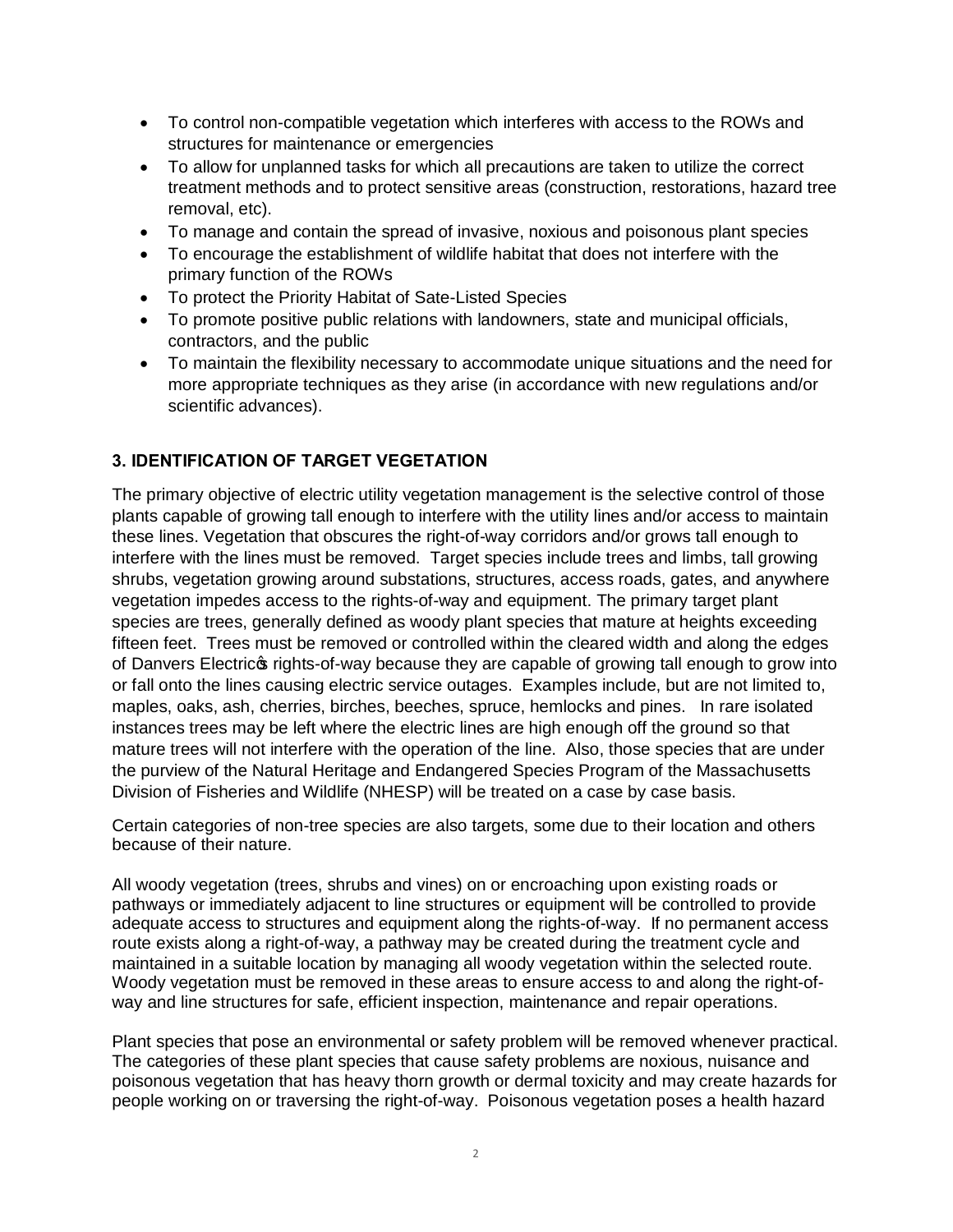- To control non-compatible vegetation which interferes with access to the ROWs and structures for maintenance or emergencies
- To allow for unplanned tasks for which all precautions are taken to utilize the correct treatment methods and to protect sensitive areas (construction, restorations, hazard tree removal, etc).
- To manage and contain the spread of invasive, noxious and poisonous plant species
- To encourage the establishment of wildlife habitat that does not interfere with the primary function of the ROWs
- To protect the Priority Habitat of Sate-Listed Species
- To promote positive public relations with landowners, state and municipal officials, contractors, and the public
- To maintain the flexibility necessary to accommodate unique situations and the need for more appropriate techniques as they arise (in accordance with new regulations and/or scientific advances).

## 3. IDENTIFICATION OF TARGET VEGETATION

The primary objective of electric utility vegetation management is the selective control of those plants capable of growing tall enough to interfere with the utility lines and/or access to maintain these lines. Vegetation that obscures the right-of-way corridors and/or grows tall enough to interfere with the lines must be removed. Target species include trees and limbs, tall growing shrubs, vegetation growing around substations, structures, access roads, gates, and anywhere vegetation impedes access to the rights-of-way and equipment. The primary target plant species are trees, generally defined as woody plant species that mature at heights exceeding fifteen feet. Trees must be removed or controlled within the cleared width and along the edges of Danvers Electric's rights-of-way because they are capable of growing tall enough to grow into or fall onto the lines causing electric service outages. Examples include, but are not limited to, maples, oaks, ash, cherries, birches, beeches, spruce, hemlocks and pines. In rare isolated instances trees may be left where the electric lines are high enough off the ground so that mature trees will not interfere with the operation of the line. Also, those species that are under the purview of the Natural Heritage and Endangered Species Program of the Massachusetts Division of Fisheries and Wildlife (NHESP) will be treated on a case by case basis.

Certain categories of non-tree species are also targets, some due to their location and others because of their nature.

All woody vegetation (trees, shrubs and vines) on or encroaching upon existing roads or pathways or immediately adjacent to line structures or equipment will be controlled to provide adequate access to structures and equipment along the rights-of-way. If no permanent access route exists along a right-of-way, a pathway may be created during the treatment cycle and maintained in a suitable location by managing all woody vegetation within the selected route. Woody vegetation must be removed in these areas to ensure access to and along the right-of-way and line structures for safe, efficient inspection, maintenance and repair operations.

Plant species that pose an environmental or safety problem will be removed whenever practical. The categories of these plant species that cause safety problems are noxious, nuisance and poisonous vegetation that has heavy thorn growth or dermal toxicity and may create hazards for people working on or traversing the right-of-way. Poisonous vegetation poses a health hazard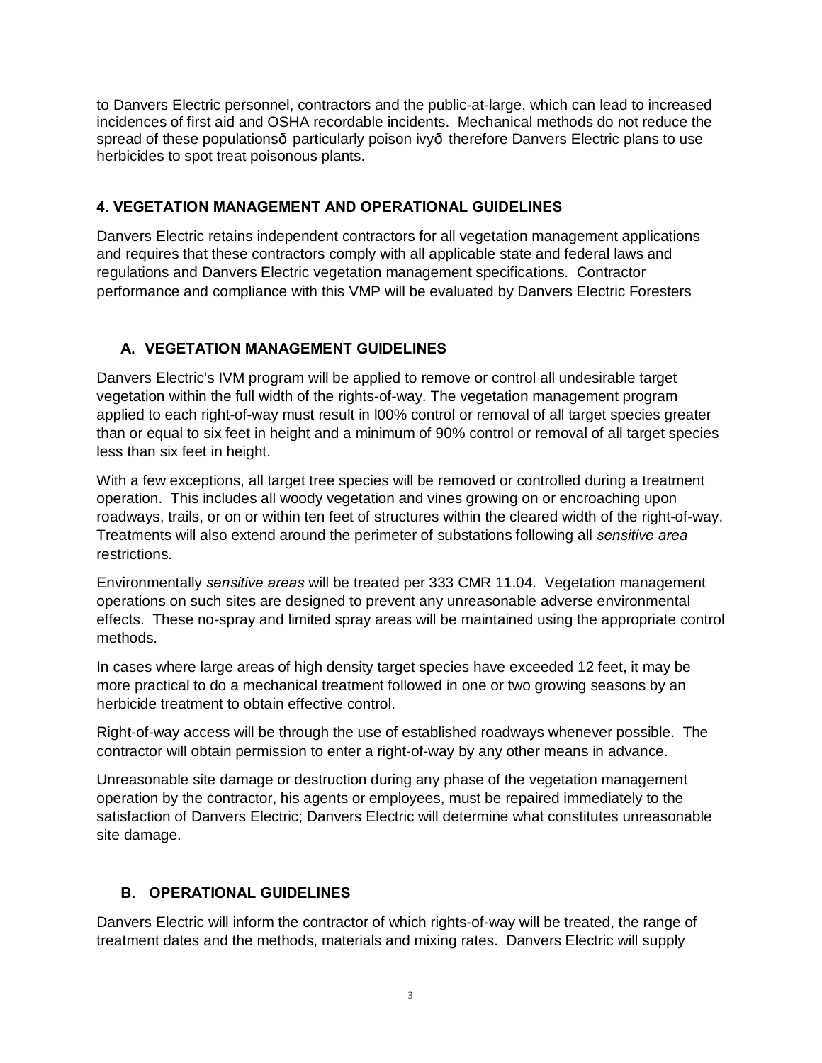to Danvers Electric personnel, contractors and the public-at-large, which can lead to increased incidences of first aid and OSHA recordable incidents. Mechanical methods do not reduce the spread of these populationsð particularly poison ivyð therefore Danvers Electric plans to use herbicides to spot treat poisonous plants.

## 4. VEGETATION MANAGEMENT AND OPERATIONAL GUIDELINES

Danvers Electric retains independent contractors for all vegetation management applications and requires that these contractors comply with all applicable state and federal laws and regulations and Danvers Electric vegetation management specifications. Contractor performance and compliance with this VMP will be evaluated by Danvers Electric Foresters

### A. VEGETATION MANAGEMENT GUIDELINES

Danvers Electric's IVM program will be applied to remove or control all undesirable target vegetation within the full width of the rights-of-way. The vegetation management program applied to each right-of-way must result in l00% control or removal of all target species greater than or equal to six feet in height and a minimum of 90% control or removal of all target species less than six feet in height.

With a few exceptions, all target tree species will be removed or controlled during a treatment operation. This includes all woody vegetation and vines growing on or encroaching upon roadways, trails, or on or within ten feet of structures within the cleared width of the right-of-way. Treatments will also extend around the perimeter of substations following all *sensitive area* restrictions.

Environmentally *sensitive areas* will be treated per 333 CMR 11.04. Vegetation management operations on such sites are designed to prevent any unreasonable adverse environmental effects. These no-spray and limited spray areas will be maintained using the appropriate control methods.

In cases where large areas of high density target species have exceeded 12 feet, it may be more practical to do a mechanical treatment followed in one or two growing seasons by an herbicide treatment to obtain effective control.

Right-of-way access will be through the use of established roadways whenever possible. The contractor will obtain permission to enter a right-of-way by any other means in advance.

Unreasonable site damage or destruction during any phase of the vegetation management operation by the contractor, his agents or employees, must be repaired immediately to the satisfaction of Danvers Electric; Danvers Electric will determine what constitutes unreasonable site damage.

### B. OPERATIONAL GUIDELINES

Danvers Electric will inform the contractor of which rights-of-way will be treated, the range of treatment dates and the methods, materials and mixing rates. Danvers Electric will supply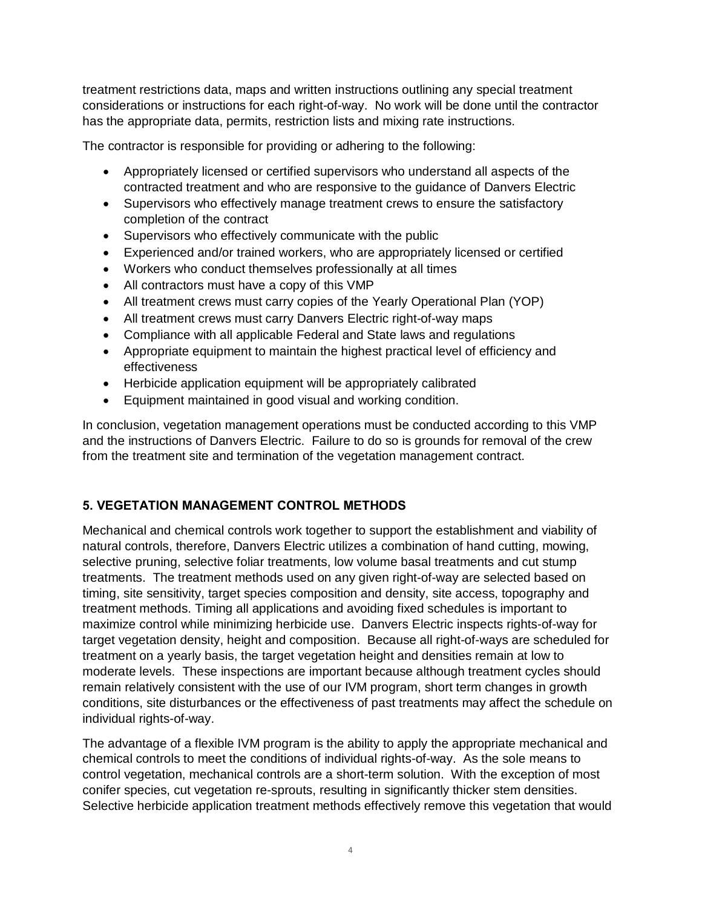treatment restrictions data, maps and written instructions outlining any special treatment considerations or instructions for each right-of-way. No work will be done until the contractor has the appropriate data, permits, restriction lists and mixing rate instructions.

The contractor is responsible for providing or adhering to the following:

- Appropriately licensed or certified supervisors who understand all aspects of the contracted treatment and who are responsive to the guidance of Danvers Electric
- Supervisors who effectively manage treatment crews to ensure the satisfactory completion of the contract
- Supervisors who effectively communicate with the public
- Experienced and/or trained workers, who are appropriately licensed or certified
- Workers who conduct themselves professionally at all times
- All contractors must have a copy of this VMP
- All treatment crews must carry copies of the Yearly Operational Plan (YOP)
- All treatment crews must carry Danvers Electric right-of-way maps
- Compliance with all applicable Federal and State laws and regulations
- Appropriate equipment to maintain the highest practical level of efficiency and effectiveness
- Herbicide application equipment will be appropriately calibrated
- Equipment maintained in good visual and working condition.

In conclusion, vegetation management operations must be conducted according to this VMP and the instructions of Danvers Electric. Failure to do so is grounds for removal of the crew from the treatment site and termination of the vegetation management contract.

## 5. VEGETATION MANAGEMENT CONTROL METHODS

Mechanical and chemical controls work together to support the establishment and viability of natural controls, therefore, Danvers Electric utilizes a combination of hand cutting, mowing, selective pruning, selective foliar treatments, low volume basal treatments and cut stump treatments. The treatment methods used on any given right-of-way are selected based on timing, site sensitivity, target species composition and density, site access, topography and treatment methods. Timing all applications and avoiding fixed schedules is important to maximize control while minimizing herbicide use. Danvers Electric inspects rights-of-way for target vegetation density, height and composition. Because all right-of-ways are scheduled for treatment on a yearly basis, the target vegetation height and densities remain at low to moderate levels. These inspections are important because although treatment cycles should remain relatively consistent with the use of our IVM program, short term changes in growth conditions, site disturbances or the effectiveness of past treatments may affect the schedule on individual rights-of-way.

The advantage of a flexible IVM program is the ability to apply the appropriate mechanical and chemical controls to meet the conditions of individual rights-of-way. As the sole means to control vegetation, mechanical controls are a short-term solution. With the exception of most conifer species, cut vegetation re-sprouts, resulting in significantly thicker stem densities. Selective herbicide application treatment methods effectively remove this vegetation that would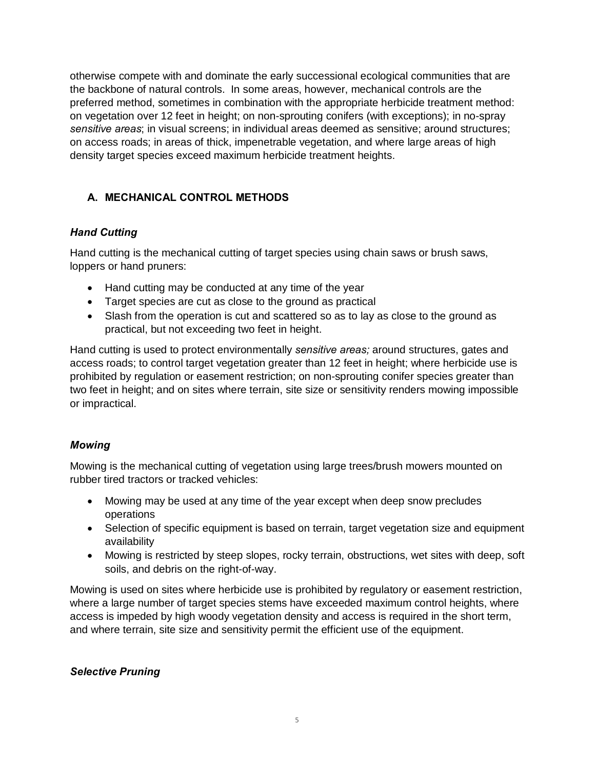otherwise compete with and dominate the early successional ecological communities that are the backbone of natural controls. In some areas, however, mechanical controls are the preferred method, sometimes in combination with the appropriate herbicide treatment method: on vegetation over 12 feet in height; on non-sprouting conifers (with exceptions); in no-spray *sensitive areas*; in visual screens; in individual areas deemed as sensitive; around structures; on access roads; in areas of thick, impenetrable vegetation, and where large areas of high density target species exceed maximum herbicide treatment heights.

## A. MECHANICAL CONTROL METHODS

### *Hand Cutting*

Hand cutting is the mechanical cutting of target species using chain saws or brush saws, loppers or hand pruners:

- Hand cutting may be conducted at any time of the year
- Target species are cut as close to the ground as practical
- Slash from the operation is cut and scattered so as to lay as close to the ground as practical, but not exceeding two feet in height.

Hand cutting is used to protect environmentally *sensitive areas;* around structures, gates and access roads; to control target vegetation greater than 12 feet in height; where herbicide use is prohibited by regulation or easement restriction; on non-sprouting conifer species greater than two feet in height; and on sites where terrain, site size or sensitivity renders mowing impossible or impractical.

### *Mowing*

Mowing is the mechanical cutting of vegetation using large trees/brush mowers mounted on rubber tired tractors or tracked vehicles:

- Mowing may be used at any time of the year except when deep snow precludes operations
- Selection of specific equipment is based on terrain, target vegetation size and equipment availability
- Mowing is restricted by steep slopes, rocky terrain, obstructions, wet sites with deep, soft soils, and debris on the right-of-way.

Mowing is used on sites where herbicide use is prohibited by regulatory or easement restriction, where a large number of target species stems have exceeded maximum control heights, where access is impeded by high woody vegetation density and access is required in the short term, and where terrain, site size and sensitivity permit the efficient use of the equipment.

### *Selective Pruning*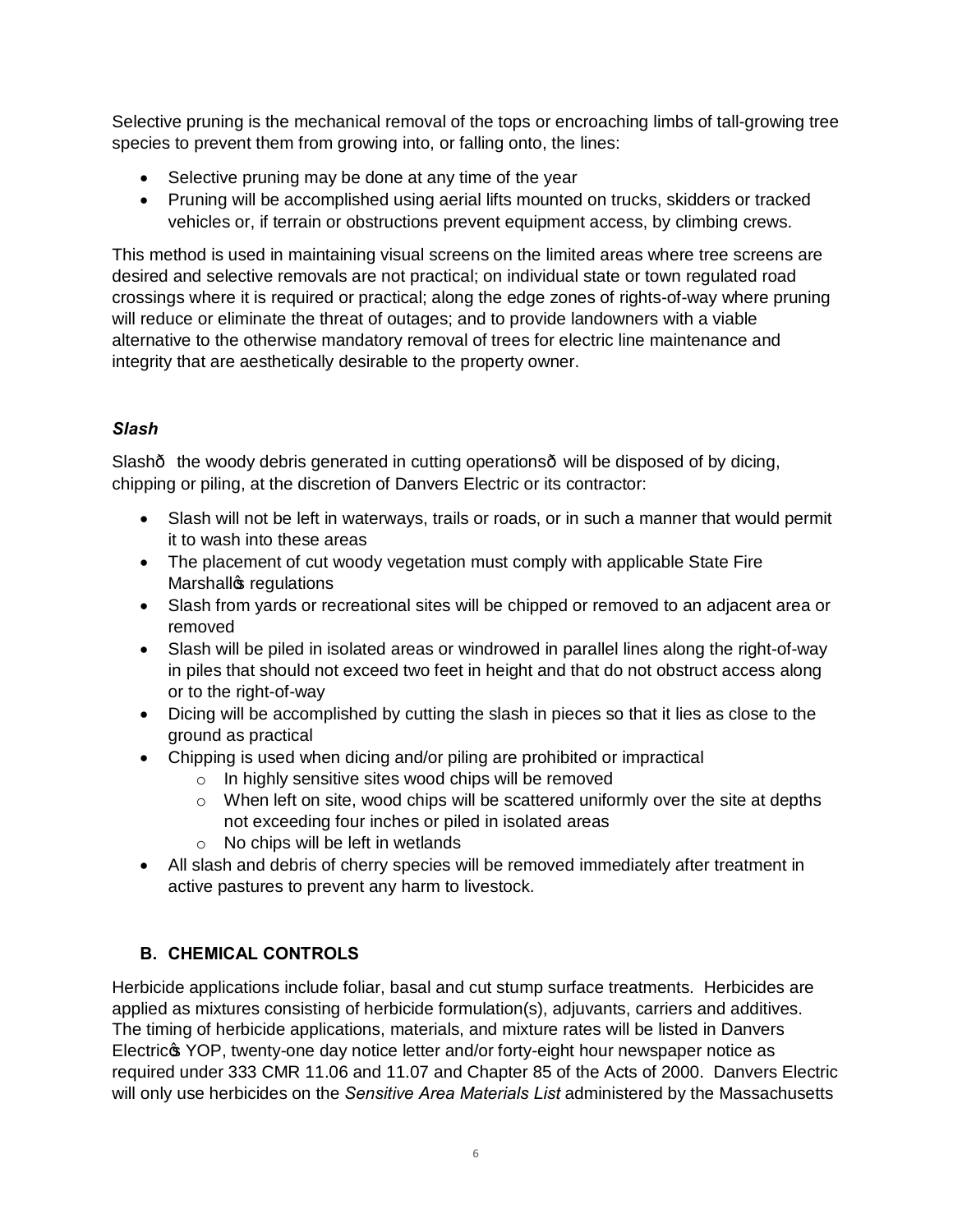Selective pruning is the mechanical removal of the tops or encroaching limbs of tall-growing tree species to prevent them from growing into, or falling onto, the lines:

- Selective pruning may be done at any time of the year
- Pruning will be accomplished using aerial lifts mounted on trucks, skidders or tracked vehicles or, if terrain or obstructions prevent equipment access, by climbing crews.

This method is used in maintaining visual screens on the limited areas where tree screens are desired and selective removals are not practical; on individual state or town regulated road crossings where it is required or practical; along the edge zones of rights-of-way where pruning will reduce or eliminate the threat of outages; and to provide landowners with a viable alternative to the otherwise mandatory removal of trees for electric line maintenance and integrity that are aesthetically desirable to the property owner.

### *Slash*

Slash— the woody debris generated in cutting operations— will be disposed of by dicing, chipping or piling, at the discretion of Danvers Electric or its contractor:

- Slash will not be left in waterways, trails or roads, or in such a manner that would permit it to wash into these areas
- The placement of cut woody vegetation must comply with applicable State Fire Marshall's regulations
- Slash from yards or recreational sites will be chipped or removed to an adjacent area or removed
- Slash will be piled in isolated areas or windrowed in parallel lines along the right-of-way in piles that should not exceed two feet in height and that do not obstruct access along or to the right-of-way
- Dicing will be accomplished by cutting the slash in pieces so that it lies as close to the ground as practical
- Chipping is used when dicing and/or piling are prohibited or impractical
    - In highly sensitive sites wood chips will be removed
    - When left on site, wood chips will be scattered uniformly over the site at depths not exceeding four inches or piled in isolated areas
    - No chips will be left in wetlands
- All slash and debris of cherry species will be removed immediately after treatment in active pastures to prevent any harm to livestock.

## B. CHEMICAL CONTROLS

Herbicide applications include foliar, basal and cut stump surface treatments. Herbicides are applied as mixtures consisting of herbicide formulation(s), adjuvants, carriers and additives. The timing of herbicide applications, materials, and mixture rates will be listed in Danvers Electric's YOP, twenty-one day notice letter and/or forty-eight hour newspaper notice as required under 333 CMR 11.06 and 11.07 and Chapter 85 of the Acts of 2000. Danvers Electric will only use herbicides on the *Sensitive Area Materials List* administered by the Massachusetts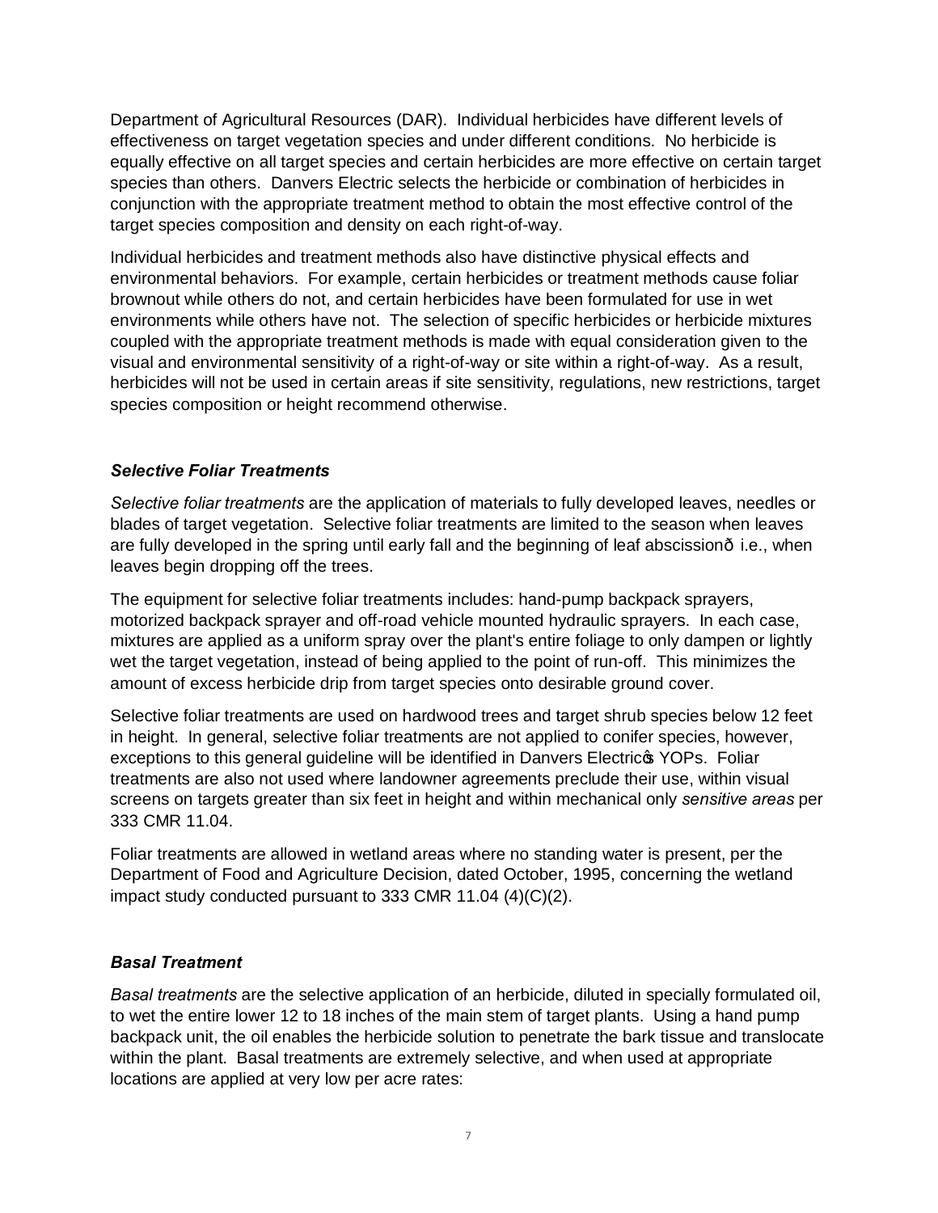Department of Agricultural Resources (DAR). Individual herbicides have different levels of effectiveness on target vegetation species and under different conditions. No herbicide is equally effective on all target species and certain herbicides are more effective on certain target species than others. Danvers Electric selects the herbicide or combination of herbicides in conjunction with the appropriate treatment method to obtain the most effective control of the target species composition and density on each right-of-way.

Individual herbicides and treatment methods also have distinctive physical effects and environmental behaviors. For example, certain herbicides or treatment methods cause foliar brownout while others do not, and certain herbicides have been formulated for use in wet environments while others have not. The selection of specific herbicides or herbicide mixtures coupled with the appropriate treatment methods is made with equal consideration given to the visual and environmental sensitivity of a right-of-way or site within a right-of-way. As a result, herbicides will not be used in certain areas if site sensitivity, regulations, new restrictions, target species composition or height recommend otherwise.

### *Selective Foliar Treatments*

*Selective foliar treatments* are the application of materials to fully developed leaves, needles or blades of target vegetation. Selective foliar treatments are limited to the season when leaves are fully developed in the spring until early fall and the beginning of leaf abscission—i.e., when leaves begin dropping off the trees.

The equipment for selective foliar treatments includes: hand-pump backpack sprayers, motorized backpack sprayer and off-road vehicle mounted hydraulic sprayers. In each case, mixtures are applied as a uniform spray over the plant's entire foliage to only dampen or lightly wet the target vegetation, instead of being applied to the point of run-off. This minimizes the amount of excess herbicide drip from target species onto desirable ground cover.

Selective foliar treatments are used on hardwood trees and target shrub species below 12 feet in height. In general, selective foliar treatments are not applied to conifer species, however, exceptions to this general guideline will be identified in Danvers Electric's YOPs. Foliar treatments are also not used where landowner agreements preclude their use, within visual screens on targets greater than six feet in height and within mechanical only *sensitive areas* per 333 CMR 11.04.

Foliar treatments are allowed in wetland areas where no standing water is present, per the Department of Food and Agriculture Decision, dated October, 1995, concerning the wetland impact study conducted pursuant to 333 CMR 11.04 (4)(C)(2).

### *Basal Treatment*

*Basal treatments* are the selective application of an herbicide, diluted in specially formulated oil, to wet the entire lower 12 to 18 inches of the main stem of target plants. Using a hand pump backpack unit, the oil enables the herbicide solution to penetrate the bark tissue and translocate within the plant. Basal treatments are extremely selective, and when used at appropriate locations are applied at very low per acre rates: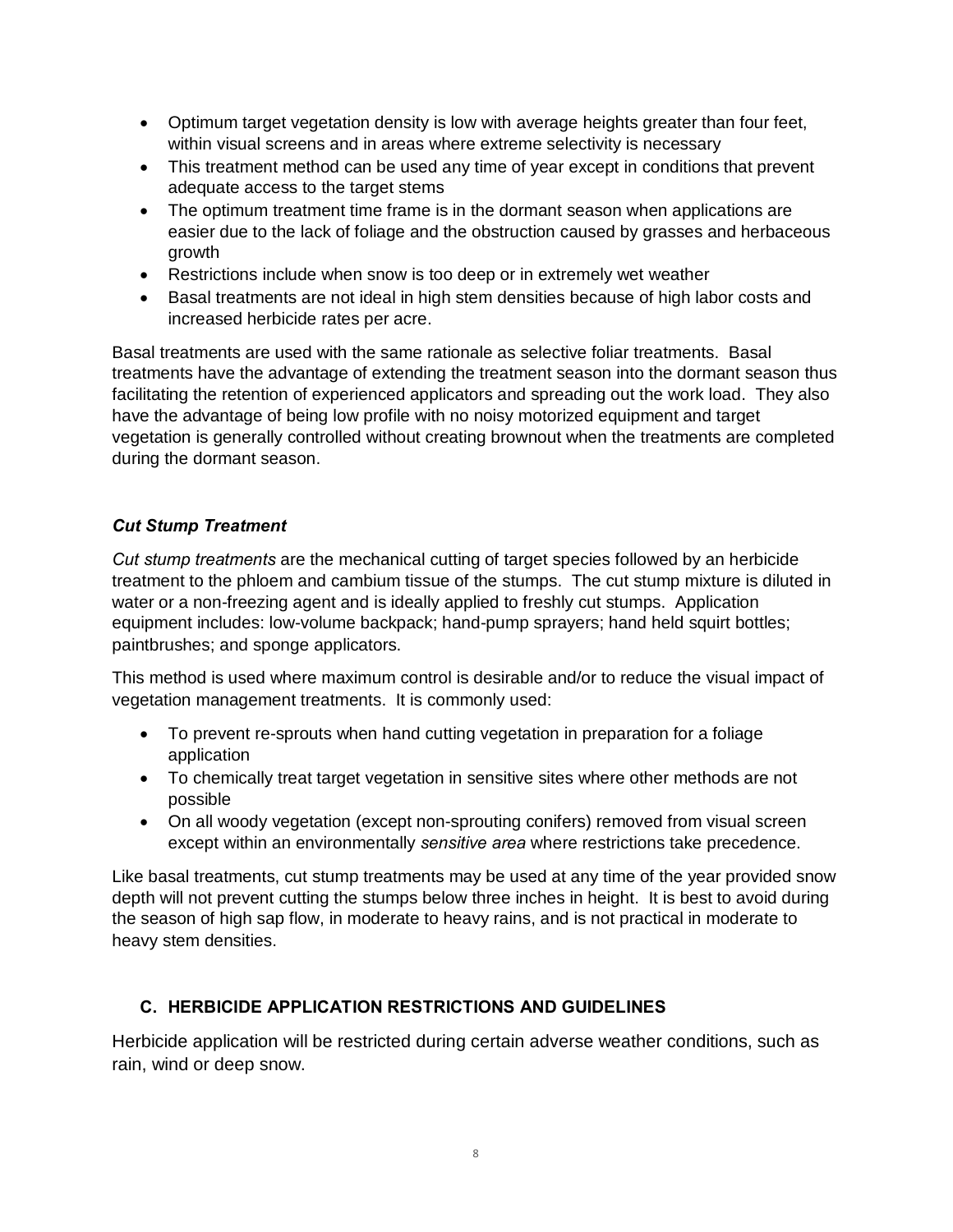- Optimum target vegetation density is low with average heights greater than four feet, within visual screens and in areas where extreme selectivity is necessary
- This treatment method can be used any time of year except in conditions that prevent adequate access to the target stems
- The optimum treatment time frame is in the dormant season when applications are easier due to the lack of foliage and the obstruction caused by grasses and herbaceous growth
- Restrictions include when snow is too deep or in extremely wet weather
- Basal treatments are not ideal in high stem densities because of high labor costs and increased herbicide rates per acre.

Basal treatments are used with the same rationale as selective foliar treatments. Basal treatments have the advantage of extending the treatment season into the dormant season thus facilitating the retention of experienced applicators and spreading out the work load. They also have the advantage of being low profile with no noisy motorized equipment and target vegetation is generally controlled without creating brownout when the treatments are completed during the dormant season.

### *Cut Stump Treatment*

*Cut stump treatments* are the mechanical cutting of target species followed by an herbicide treatment to the phloem and cambium tissue of the stumps. The cut stump mixture is diluted in water or a non-freezing agent and is ideally applied to freshly cut stumps. Application equipment includes: low-volume backpack; hand-pump sprayers; hand held squirt bottles; paintbrushes; and sponge applicators.

This method is used where maximum control is desirable and/or to reduce the visual impact of vegetation management treatments. It is commonly used:

- To prevent re-sprouts when hand cutting vegetation in preparation for a foliage application
- To chemically treat target vegetation in sensitive sites where other methods are not possible
- On all woody vegetation (except non-sprouting conifers) removed from visual screen except within an environmentally *sensitive area* where restrictions take precedence.

Like basal treatments, cut stump treatments may be used at any time of the year provided snow depth will not prevent cutting the stumps below three inches in height. It is best to avoid during the season of high sap flow, in moderate to heavy rains, and is not practical in moderate to heavy stem densities.

## C. HERBICIDE APPLICATION RESTRICTIONS AND GUIDELINES

Herbicide application will be restricted during certain adverse weather conditions, such as rain, wind or deep snow.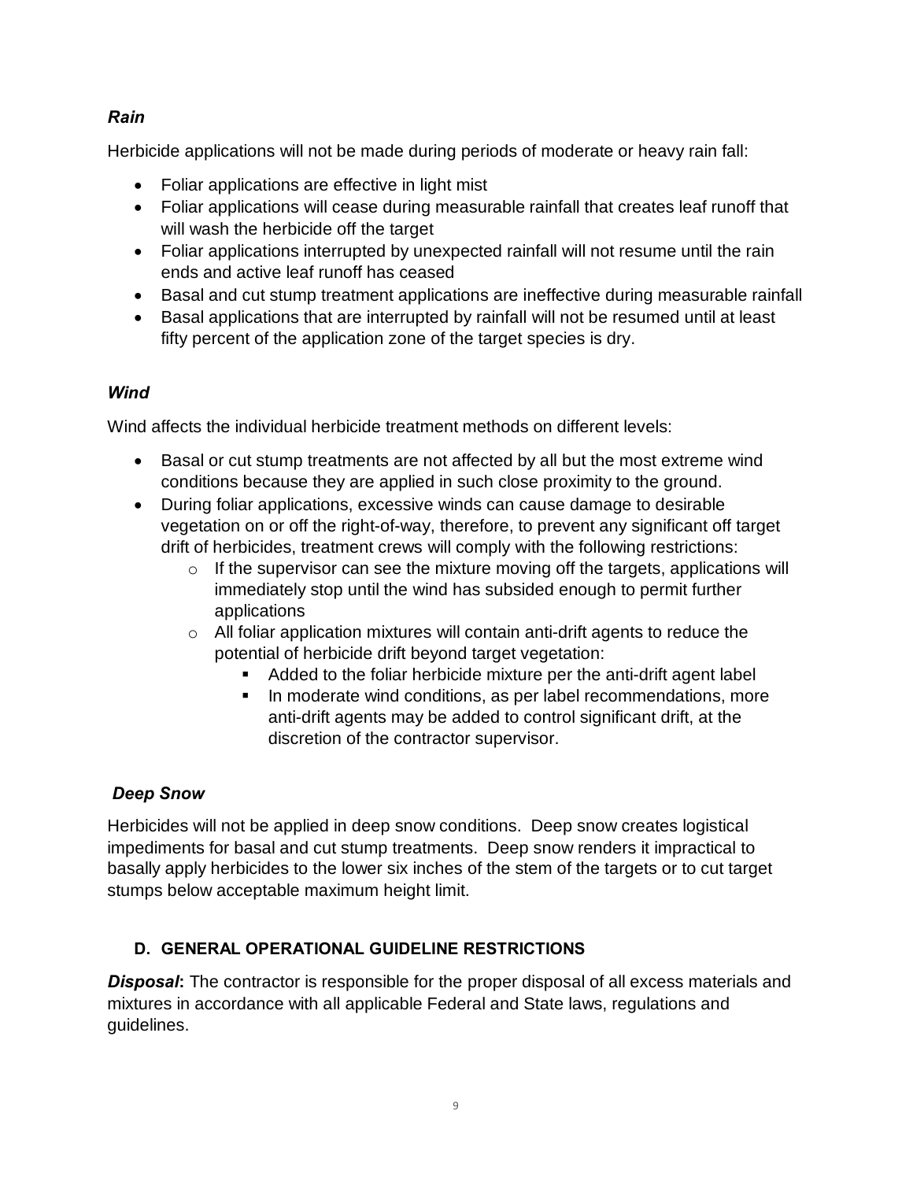***Rain***

Herbicide applications will not be made during periods of moderate or heavy rain fall:

- Foliar applications are effective in light mist
- Foliar applications will cease during measurable rainfall that creates leaf runoff that will wash the herbicide off the target
- Foliar applications interrupted by unexpected rainfall will not resume until the rain ends and active leaf runoff has ceased
- Basal and cut stump treatment applications are ineffective during measurable rainfall
- Basal applications that are interrupted by rainfall will not be resumed until at least fifty percent of the application zone of the target species is dry.

***Wind***

Wind affects the individual herbicide treatment methods on different levels:

- Basal or cut stump treatments are not affected by all but the most extreme wind conditions because they are applied in such close proximity to the ground.
- During foliar applications, excessive winds can cause damage to desirable vegetation on or off the right-of-way, therefore, to prevent any significant off target drift of herbicides, treatment crews will comply with the following restrictions:
  - If the supervisor can see the mixture moving off the targets, applications will immediately stop until the wind has subsided enough to permit further applications
  - All foliar application mixtures will contain anti-drift agents to reduce the potential of herbicide drift beyond target vegetation:
    - Added to the foliar herbicide mixture per the anti-drift agent label
    - In moderate wind conditions, as per label recommendations, more anti-drift agents may be added to control significant drift, at the discretion of the contractor supervisor.

***Deep Snow***

Herbicides will not be applied in deep snow conditions. Deep snow creates logistical impediments for basal and cut stump treatments. Deep snow renders it impractical to basally apply herbicides to the lower six inches of the stem of the targets or to cut target stumps below acceptable maximum height limit.

### D. GENERAL OPERATIONAL GUIDELINE RESTRICTIONS

***Disposal*:** The contractor is responsible for the proper disposal of all excess materials and mixtures in accordance with all applicable Federal and State laws, regulations and guidelines.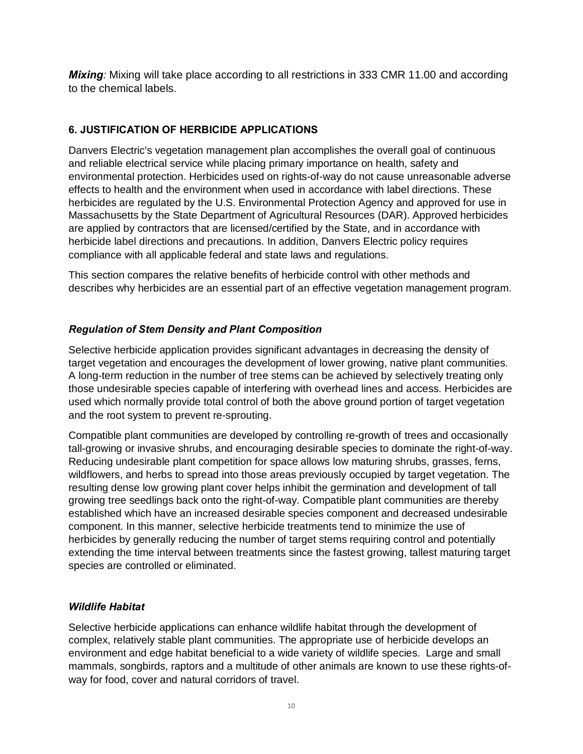***Mixing*:** Mixing will take place according to all restrictions in 333 CMR 11.00 and according to the chemical labels.

## 6. JUSTIFICATION OF HERBICIDE APPLICATIONS

Danvers Electric's vegetation management plan accomplishes the overall goal of continuous and reliable electrical service while placing primary importance on health, safety and environmental protection. Herbicides used on rights-of-way do not cause unreasonable adverse effects to health and the environment when used in accordance with label directions. These herbicides are regulated by the U.S. Environmental Protection Agency and approved for use in Massachusetts by the State Department of Agricultural Resources (DAR). Approved herbicides are applied by contractors that are licensed/certified by the State, and in accordance with herbicide label directions and precautions. In addition, Danvers Electric policy requires compliance with all applicable federal and state laws and regulations.

This section compares the relative benefits of herbicide control with other methods and describes why herbicides are an essential part of an effective vegetation management program.

### *Regulation of Stem Density and Plant Composition*

Selective herbicide application provides significant advantages in decreasing the density of target vegetation and encourages the development of lower growing, native plant communities. A long-term reduction in the number of tree stems can be achieved by selectively treating only those undesirable species capable of interfering with overhead lines and access. Herbicides are used which normally provide total control of both the above ground portion of target vegetation and the root system to prevent re-sprouting.

Compatible plant communities are developed by controlling re-growth of trees and occasionally tall-growing or invasive shrubs, and encouraging desirable species to dominate the right-of-way. Reducing undesirable plant competition for space allows low maturing shrubs, grasses, ferns, wildflowers, and herbs to spread into those areas previously occupied by target vegetation. The resulting dense low growing plant cover helps inhibit the germination and development of tall growing tree seedlings back onto the right-of-way. Compatible plant communities are thereby established which have an increased desirable species component and decreased undesirable component. In this manner, selective herbicide treatments tend to minimize the use of herbicides by generally reducing the number of target stems requiring control and potentially extending the time interval between treatments since the fastest growing, tallest maturing target species are controlled or eliminated.

### *Wildlife Habitat*

Selective herbicide applications can enhance wildlife habitat through the development of complex, relatively stable plant communities. The appropriate use of herbicide develops an environment and edge habitat beneficial to a wide variety of wildlife species. Large and small mammals, songbirds, raptors and a multitude of other animals are known to use these rights-of-way for food, cover and natural corridors of travel.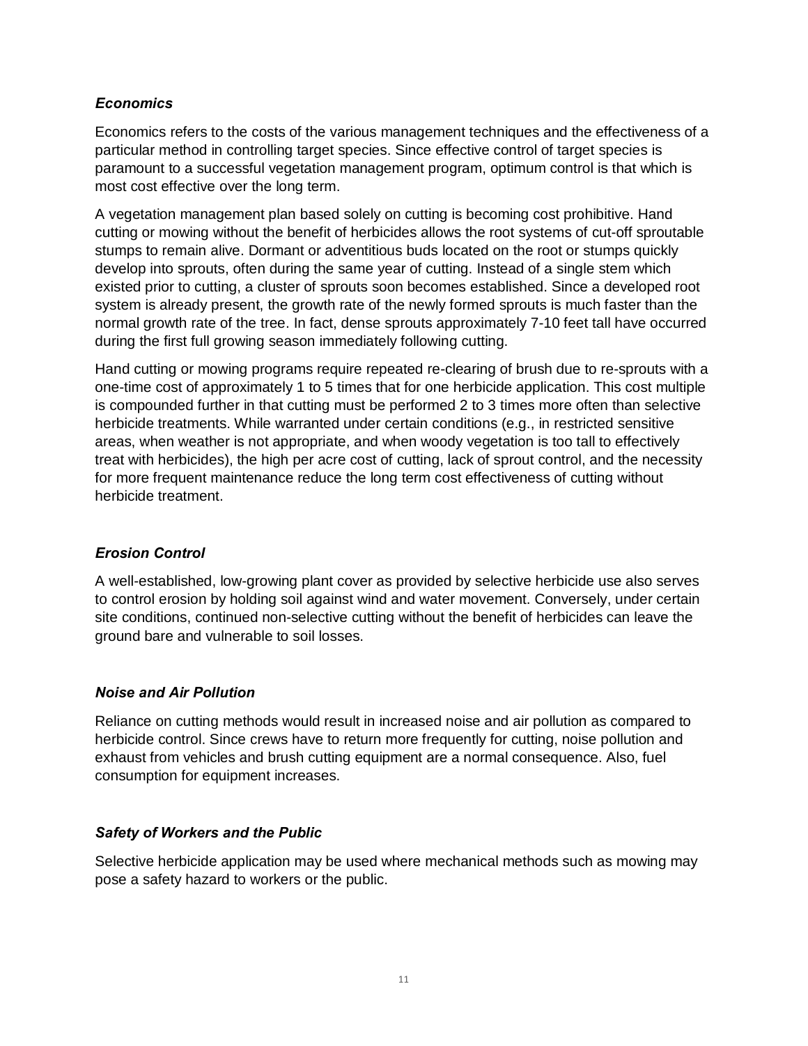### *Economics*

Economics refers to the costs of the various management techniques and the effectiveness of a particular method in controlling target species. Since effective control of target species is paramount to a successful vegetation management program, optimum control is that which is most cost effective over the long term.

A vegetation management plan based solely on cutting is becoming cost prohibitive. Hand cutting or mowing without the benefit of herbicides allows the root systems of cut-off sproutable stumps to remain alive. Dormant or adventitious buds located on the root or stumps quickly develop into sprouts, often during the same year of cutting. Instead of a single stem which existed prior to cutting, a cluster of sprouts soon becomes established. Since a developed root system is already present, the growth rate of the newly formed sprouts is much faster than the normal growth rate of the tree. In fact, dense sprouts approximately 7-10 feet tall have occurred during the first full growing season immediately following cutting.

Hand cutting or mowing programs require repeated re-clearing of brush due to re-sprouts with a one-time cost of approximately 1 to 5 times that for one herbicide application. This cost multiple is compounded further in that cutting must be performed 2 to 3 times more often than selective herbicide treatments. While warranted under certain conditions (e.g., in restricted sensitive areas, when weather is not appropriate, and when woody vegetation is too tall to effectively treat with herbicides), the high per acre cost of cutting, lack of sprout control, and the necessity for more frequent maintenance reduce the long term cost effectiveness of cutting without herbicide treatment.

### *Erosion Control*

A well-established, low-growing plant cover as provided by selective herbicide use also serves to control erosion by holding soil against wind and water movement. Conversely, under certain site conditions, continued non-selective cutting without the benefit of herbicides can leave the ground bare and vulnerable to soil losses.

### *Noise and Air Pollution*

Reliance on cutting methods would result in increased noise and air pollution as compared to herbicide control. Since crews have to return more frequently for cutting, noise pollution and exhaust from vehicles and brush cutting equipment are a normal consequence. Also, fuel consumption for equipment increases.

### *Safety of Workers and the Public*

Selective herbicide application may be used where mechanical methods such as mowing may pose a safety hazard to workers or the public.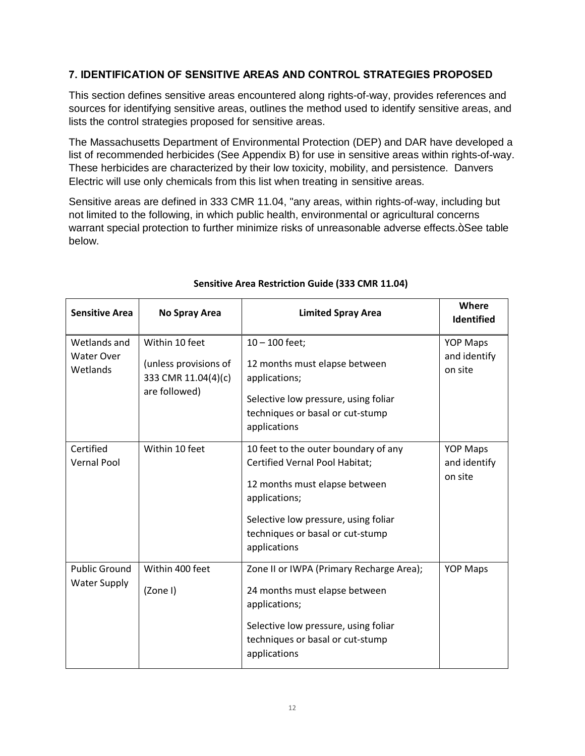## 7. IDENTIFICATION OF SENSITIVE AREAS AND CONTROL STRATEGIES PROPOSED

This section defines sensitive areas encountered along rights-of-way, provides references and sources for identifying sensitive areas, outlines the method used to identify sensitive areas, and lists the control strategies proposed for sensitive areas.

The Massachusetts Department of Environmental Protection (DEP) and DAR have developed a list of recommended herbicides (See Appendix B) for use in sensitive areas within rights-of-way. These herbicides are characterized by their low toxicity, mobility, and persistence. Danvers Electric will use only chemicals from this list when treating in sensitive areas.

Sensitive areas are defined in 333 CMR 11.04, "any areas, within rights-of-way, including but not limited to the following, in which public health, environmental or agricultural concerns warrant special protection to further minimize risks of unreasonable adverse effects.òSee table below.

**Sensitive Area Restriction Guide (333 CMR 11.04)**

| Sensitive Area | No Spray Area | Limited Spray Area | Where Identified |
|---|---|---|---|
| Wetlands and Water Over Wetlands | Within 10 feet<br><br>(unless provisions of 333 CMR 11.04(4)(c) are followed) | 10 – 100 feet;<br><br>12 months must elapse between applications;<br><br>Selective low pressure, using foliar techniques or basal or cut-stump applications | YOP Maps and identify on site |
| Certified Vernal Pool | Within 10 feet | 10 feet to the outer boundary of any Certified Vernal Pool Habitat;<br><br>12 months must elapse between applications;<br><br>Selective low pressure, using foliar techniques or basal or cut-stump applications | YOP Maps and identify on site |
| Public Ground Water Supply | Within 400 feet<br><br>(Zone I) | Zone II or IWPA (Primary Recharge Area);<br><br>24 months must elapse between applications;<br><br>Selective low pressure, using foliar techniques or basal or cut-stump applications | YOP Maps |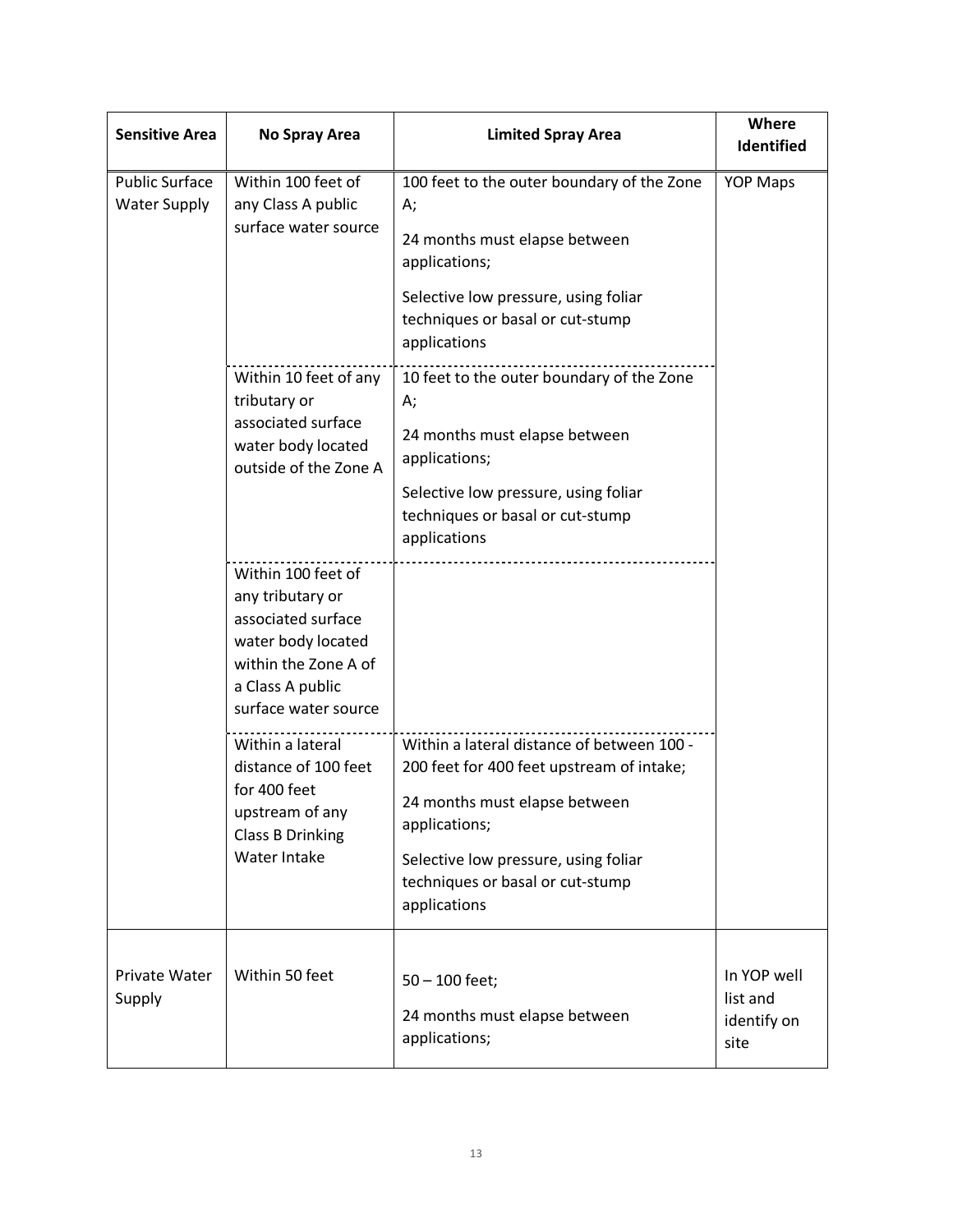| Sensitive Area | No Spray Area | Limited Spray Area | Where Identified |
|---|---|---|---|
| Public Surface Water Supply | Within 100 feet of any Class A public surface water source | 100 feet to the outer boundary of the Zone A;<br><br>24 months must elapse between applications;<br><br>Selective low pressure, using foliar techniques or basal or cut-stump applications | YOP Maps |
| | Within 10 feet of any tributary or associated surface water body located outside of the Zone A | 10 feet to the outer boundary of the Zone A;<br><br>24 months must elapse between applications;<br><br>Selective low pressure, using foliar techniques or basal or cut-stump applications | |
| | Within 100 feet of any tributary or associated surface water body located within the Zone A of a Class A public surface water source | | |
| | Within a lateral distance of 100 feet for 400 feet upstream of any Class B Drinking Water Intake | Within a lateral distance of between 100 - 200 feet for 400 feet upstream of intake;<br><br>24 months must elapse between applications;<br><br>Selective low pressure, using foliar techniques or basal or cut-stump applications | |
| Private Water Supply | Within 50 feet | 50 – 100 feet;<br><br>24 months must elapse between applications; | In YOP well list and identify on site |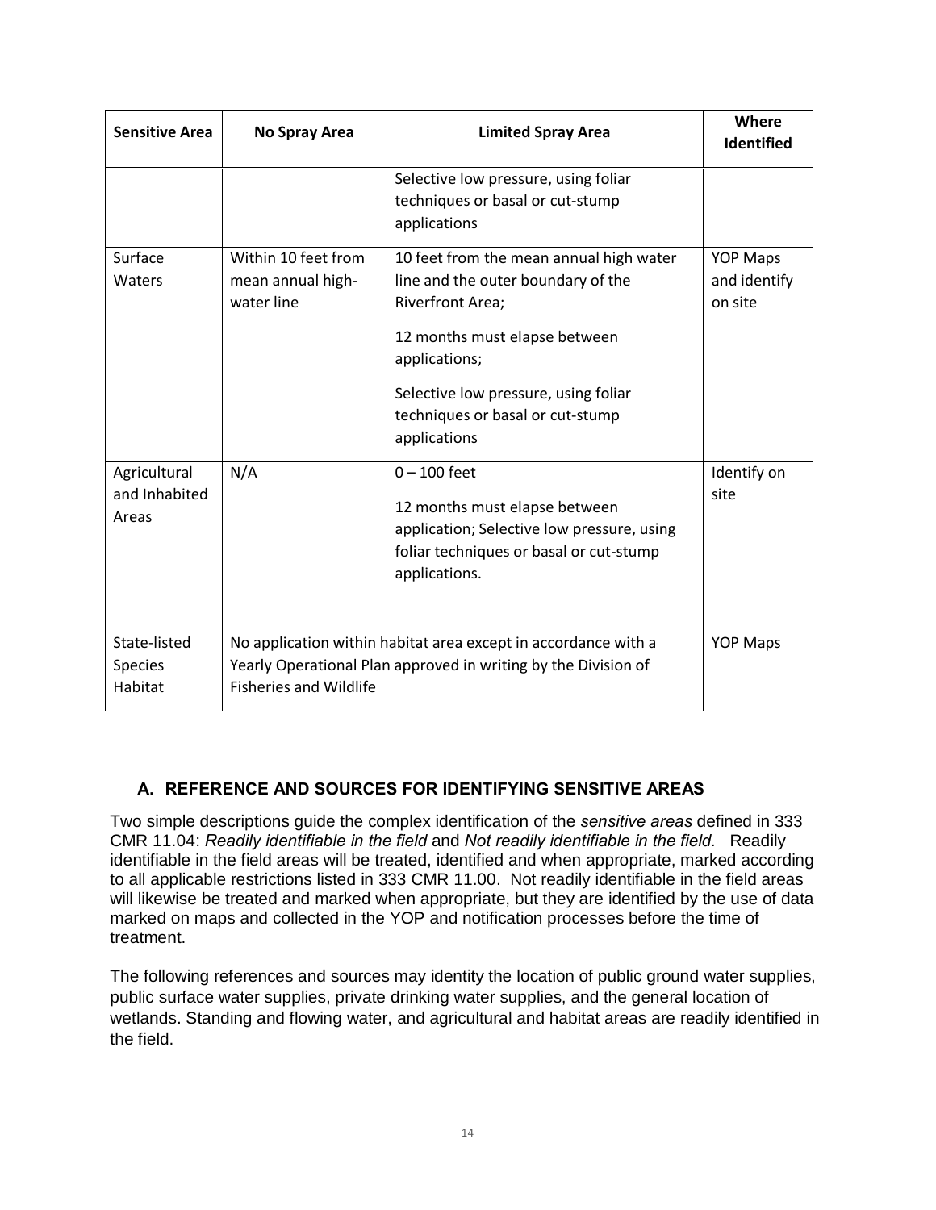| Sensitive Area | No Spray Area | Limited Spray Area | Where Identified |
|---|---|---|---|
| | | Selective low pressure, using foliar techniques or basal or cut-stump applications | |
| Surface Waters | Within 10 feet from mean annual high-water line | 10 feet from the mean annual high water line and the outer boundary of the Riverfront Area;<br><br>12 months must elapse between applications;<br><br>Selective low pressure, using foliar techniques or basal or cut-stump applications | YOP Maps and identify on site |
| Agricultural and Inhabited Areas | N/A | 0 – 100 feet<br><br>12 months must elapse between application; Selective low pressure, using foliar techniques or basal or cut-stump applications. | Identify on site |
| State-listed Species Habitat | No application within habitat area except in accordance with a Yearly Operational Plan approved in writing by the Division of Fisheries and Wildlife | | YOP Maps |

## A. REFERENCE AND SOURCES FOR IDENTIFYING SENSITIVE AREAS

Two simple descriptions guide the complex identification of the *sensitive areas* defined in 333 CMR 11.04: *Readily identifiable in the field* and *Not readily identifiable in the field.* Readily identifiable in the field areas will be treated, identified and when appropriate, marked according to all applicable restrictions listed in 333 CMR 11.00. Not readily identifiable in the field areas will likewise be treated and marked when appropriate, but they are identified by the use of data marked on maps and collected in the YOP and notification processes before the time of treatment.

The following references and sources may identity the location of public ground water supplies, public surface water supplies, private drinking water supplies, and the general location of wetlands. Standing and flowing water, and agricultural and habitat areas are readily identified in the field.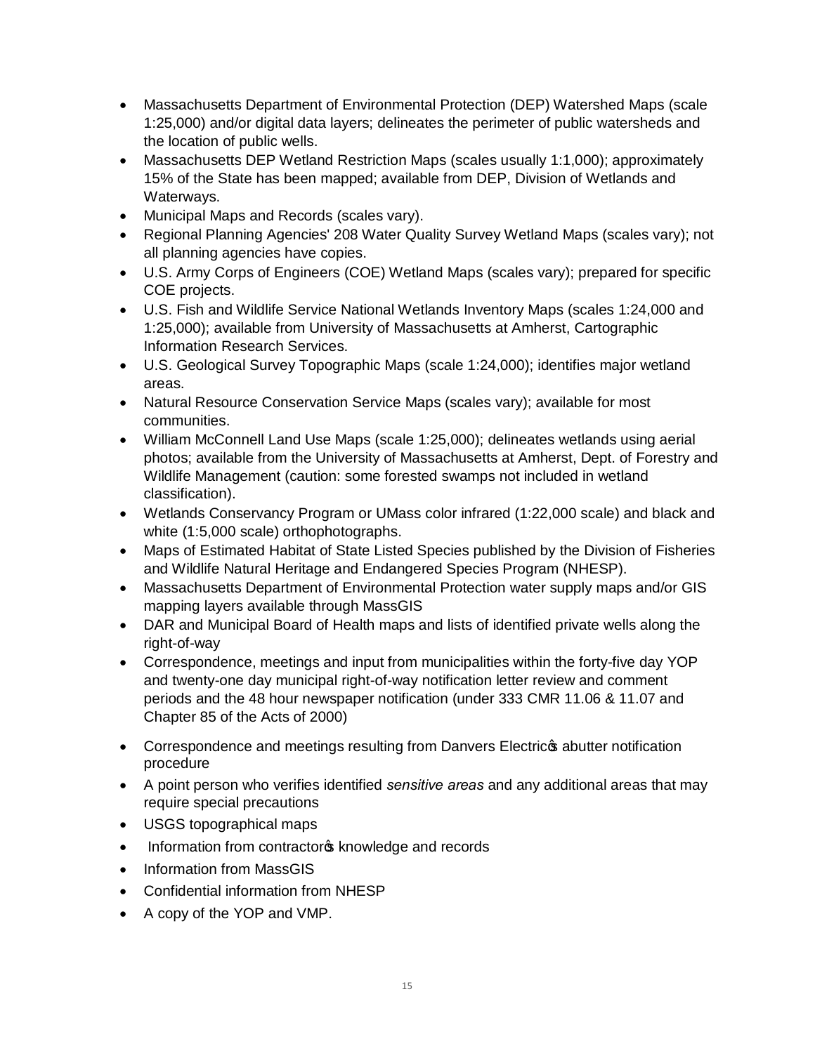- Massachusetts Department of Environmental Protection (DEP) Watershed Maps (scale 1:25,000) and/or digital data layers; delineates the perimeter of public watersheds and the location of public wells.
- Massachusetts DEP Wetland Restriction Maps (scales usually 1:1,000); approximately 15% of the State has been mapped; available from DEP, Division of Wetlands and Waterways.
- Municipal Maps and Records (scales vary).
- Regional Planning Agencies' 208 Water Quality Survey Wetland Maps (scales vary); not all planning agencies have copies.
- U.S. Army Corps of Engineers (COE) Wetland Maps (scales vary); prepared for specific COE projects.
- U.S. Fish and Wildlife Service National Wetlands Inventory Maps (scales 1:24,000 and 1:25,000); available from University of Massachusetts at Amherst, Cartographic Information Research Services.
- U.S. Geological Survey Topographic Maps (scale 1:24,000); identifies major wetland areas.
- Natural Resource Conservation Service Maps (scales vary); available for most communities.
- William McConnell Land Use Maps (scale 1:25,000); delineates wetlands using aerial photos; available from the University of Massachusetts at Amherst, Dept. of Forestry and Wildlife Management (caution: some forested swamps not included in wetland classification).
- Wetlands Conservancy Program or UMass color infrared (1:22,000 scale) and black and white (1:5,000 scale) orthophotographs.
- Maps of Estimated Habitat of State Listed Species published by the Division of Fisheries and Wildlife Natural Heritage and Endangered Species Program (NHESP).
- Massachusetts Department of Environmental Protection water supply maps and/or GIS mapping layers available through MassGIS
- DAR and Municipal Board of Health maps and lists of identified private wells along the right-of-way
- Correspondence, meetings and input from municipalities within the forty-five day YOP and twenty-one day municipal right-of-way notification letter review and comment periods and the 48 hour newspaper notification (under 333 CMR 11.06 & 11.07 and Chapter 85 of the Acts of 2000)
- Correspondence and meetings resulting from Danvers Electric's abutter notification procedure
- A point person who verifies identified *sensitive areas* and any additional areas that may require special precautions
- USGS topographical maps
- Information from contractor's knowledge and records
- Information from MassGIS
- Confidential information from NHESP
- A copy of the YOP and VMP.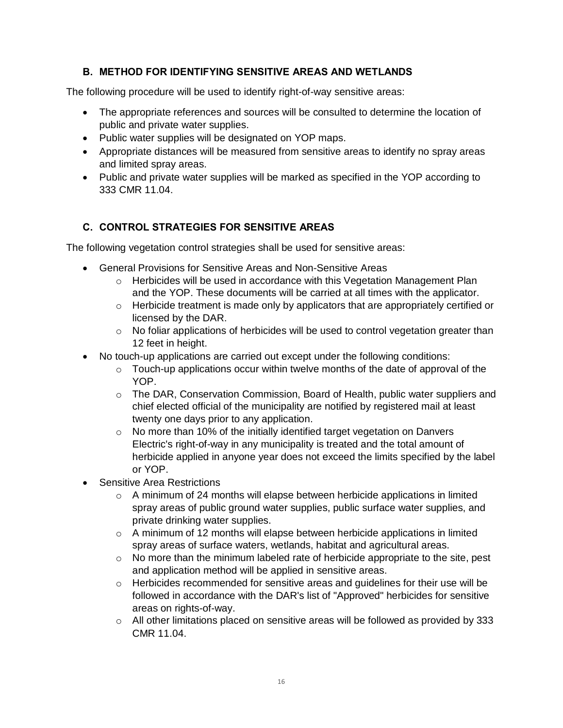### B. METHOD FOR IDENTIFYING SENSITIVE AREAS AND WETLANDS

The following procedure will be used to identify right-of-way sensitive areas:

- The appropriate references and sources will be consulted to determine the location of public and private water supplies.
- Public water supplies will be designated on YOP maps.
- Appropriate distances will be measured from sensitive areas to identify no spray areas and limited spray areas.
- Public and private water supplies will be marked as specified in the YOP according to 333 CMR 11.04.

### C. CONTROL STRATEGIES FOR SENSITIVE AREAS

The following vegetation control strategies shall be used for sensitive areas:

- General Provisions for Sensitive Areas and Non-Sensitive Areas
  - Herbicides will be used in accordance with this Vegetation Management Plan and the YOP. These documents will be carried at all times with the applicator.
  - Herbicide treatment is made only by applicators that are appropriately certified or licensed by the DAR.
  - No foliar applications of herbicides will be used to control vegetation greater than 12 feet in height.
- No touch-up applications are carried out except under the following conditions:
  - Touch-up applications occur within twelve months of the date of approval of the YOP.
  - The DAR, Conservation Commission, Board of Health, public water suppliers and chief elected official of the municipality are notified by registered mail at least twenty one days prior to any application.
  - No more than 10% of the initially identified target vegetation on Danvers Electric's right-of-way in any municipality is treated and the total amount of herbicide applied in anyone year does not exceed the limits specified by the label or YOP.
- Sensitive Area Restrictions
  - A minimum of 24 months will elapse between herbicide applications in limited spray areas of public ground water supplies, public surface water supplies, and private drinking water supplies.
  - A minimum of 12 months will elapse between herbicide applications in limited spray areas of surface waters, wetlands, habitat and agricultural areas.
  - No more than the minimum labeled rate of herbicide appropriate to the site, pest and application method will be applied in sensitive areas.
  - Herbicides recommended for sensitive areas and guidelines for their use will be followed in accordance with the DAR's list of "Approved" herbicides for sensitive areas on rights-of-way.
  - All other limitations placed on sensitive areas will be followed as provided by 333 CMR 11.04.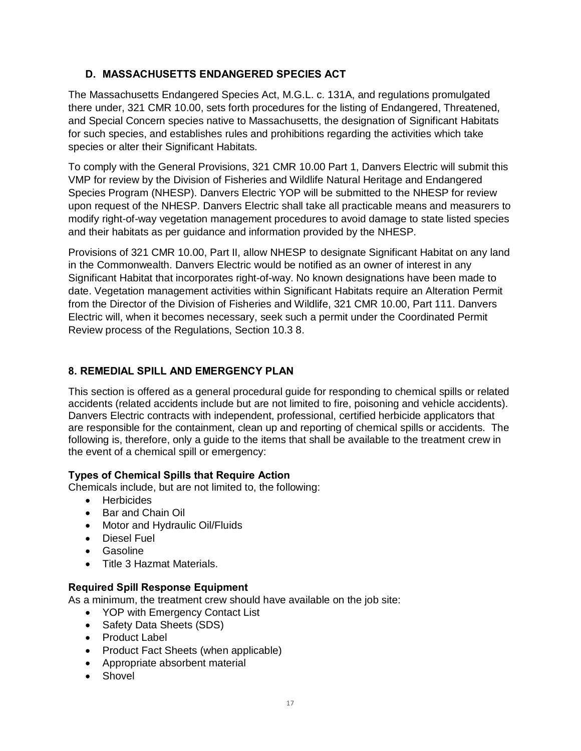### D. MASSACHUSETTS ENDANGERED SPECIES ACT

The Massachusetts Endangered Species Act, M.G.L. c. 131A, and regulations promulgated there under, 321 CMR 10.00, sets forth procedures for the listing of Endangered, Threatened, and Special Concern species native to Massachusetts, the designation of Significant Habitats for such species, and establishes rules and prohibitions regarding the activities which take species or alter their Significant Habitats.

To comply with the General Provisions, 321 CMR 10.00 Part 1, Danvers Electric will submit this VMP for review by the Division of Fisheries and Wildlife Natural Heritage and Endangered Species Program (NHESP). Danvers Electric YOP will be submitted to the NHESP for review upon request of the NHESP. Danvers Electric shall take all practicable means and measurers to modify right-of-way vegetation management procedures to avoid damage to state listed species and their habitats as per guidance and information provided by the NHESP.

Provisions of 321 CMR 10.00, Part II, allow NHESP to designate Significant Habitat on any land in the Commonwealth. Danvers Electric would be notified as an owner of interest in any Significant Habitat that incorporates right-of-way. No known designations have been made to date. Vegetation management activities within Significant Habitats require an Alteration Permit from the Director of the Division of Fisheries and Wildlife, 321 CMR 10.00, Part 111. Danvers Electric will, when it becomes necessary, seek such a permit under the Coordinated Permit Review process of the Regulations, Section 10.3 8.

## 8. REMEDIAL SPILL AND EMERGENCY PLAN

This section is offered as a general procedural guide for responding to chemical spills or related accidents (related accidents include but are not limited to fire, poisoning and vehicle accidents). Danvers Electric contracts with independent, professional, certified herbicide applicators that are responsible for the containment, clean up and reporting of chemical spills or accidents. The following is, therefore, only a guide to the items that shall be available to the treatment crew in the event of a chemical spill or emergency:

**Types of Chemical Spills that Require Action**

Chemicals include, but are not limited to, the following:

- Herbicides
- Bar and Chain Oil
- Motor and Hydraulic Oil/Fluids
- Diesel Fuel
- Gasoline
- Title 3 Hazmat Materials.

**Required Spill Response Equipment**

As a minimum, the treatment crew should have available on the job site:

- YOP with Emergency Contact List
- Safety Data Sheets (SDS)
- Product Label
- Product Fact Sheets (when applicable)
- Appropriate absorbent material
- Shovel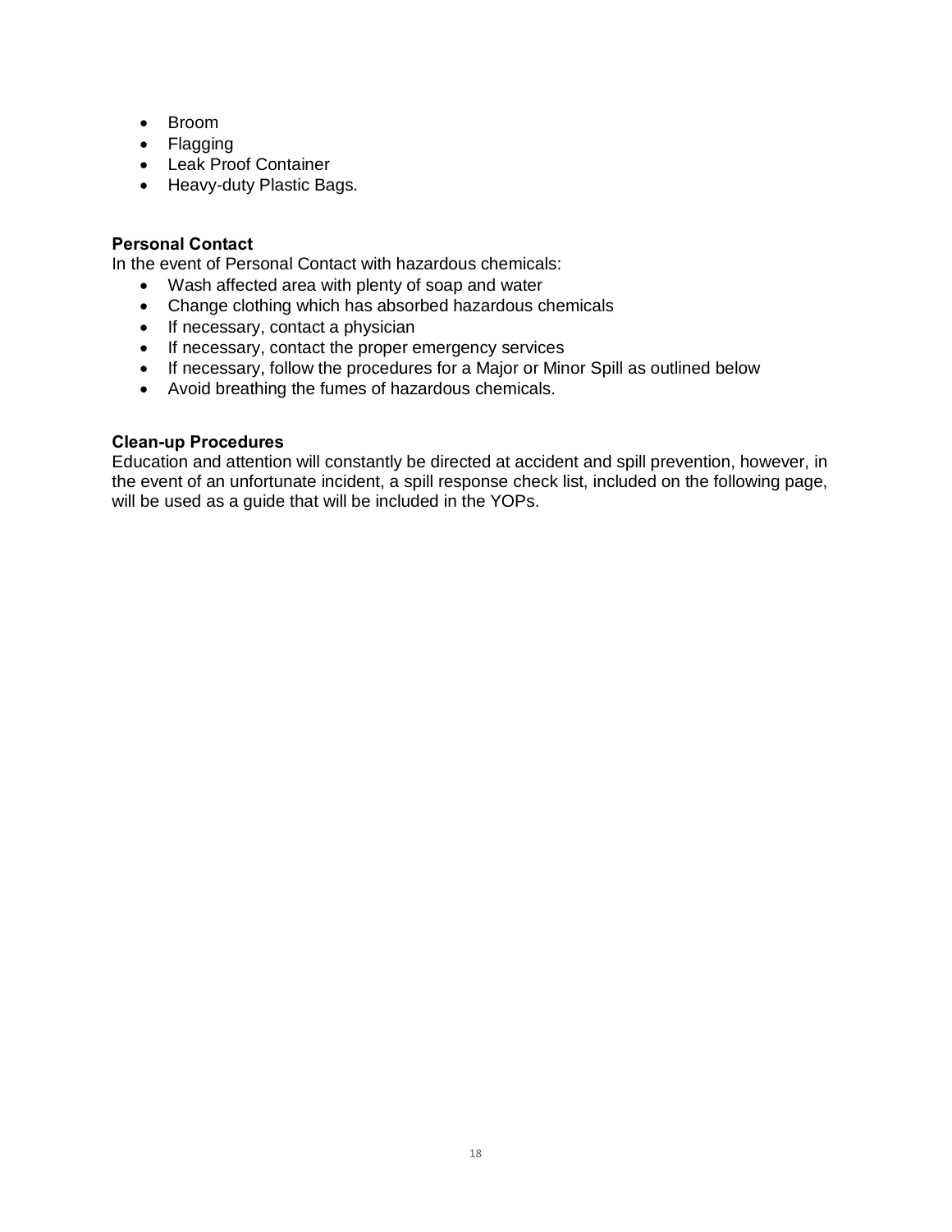- Broom
- Flagging
- Leak Proof Container
- Heavy-duty Plastic Bags.

**Personal Contact**
In the event of Personal Contact with hazardous chemicals:

- Wash affected area with plenty of soap and water
- Change clothing which has absorbed hazardous chemicals
- If necessary, contact a physician
- If necessary, contact the proper emergency services
- If necessary, follow the procedures for a Major or Minor Spill as outlined below
- Avoid breathing the fumes of hazardous chemicals.

**Clean-up Procedures**
Education and attention will constantly be directed at accident and spill prevention, however, in the event of an unfortunate incident, a spill response check list, included on the following page, will be used as a guide that will be included in the YOPs.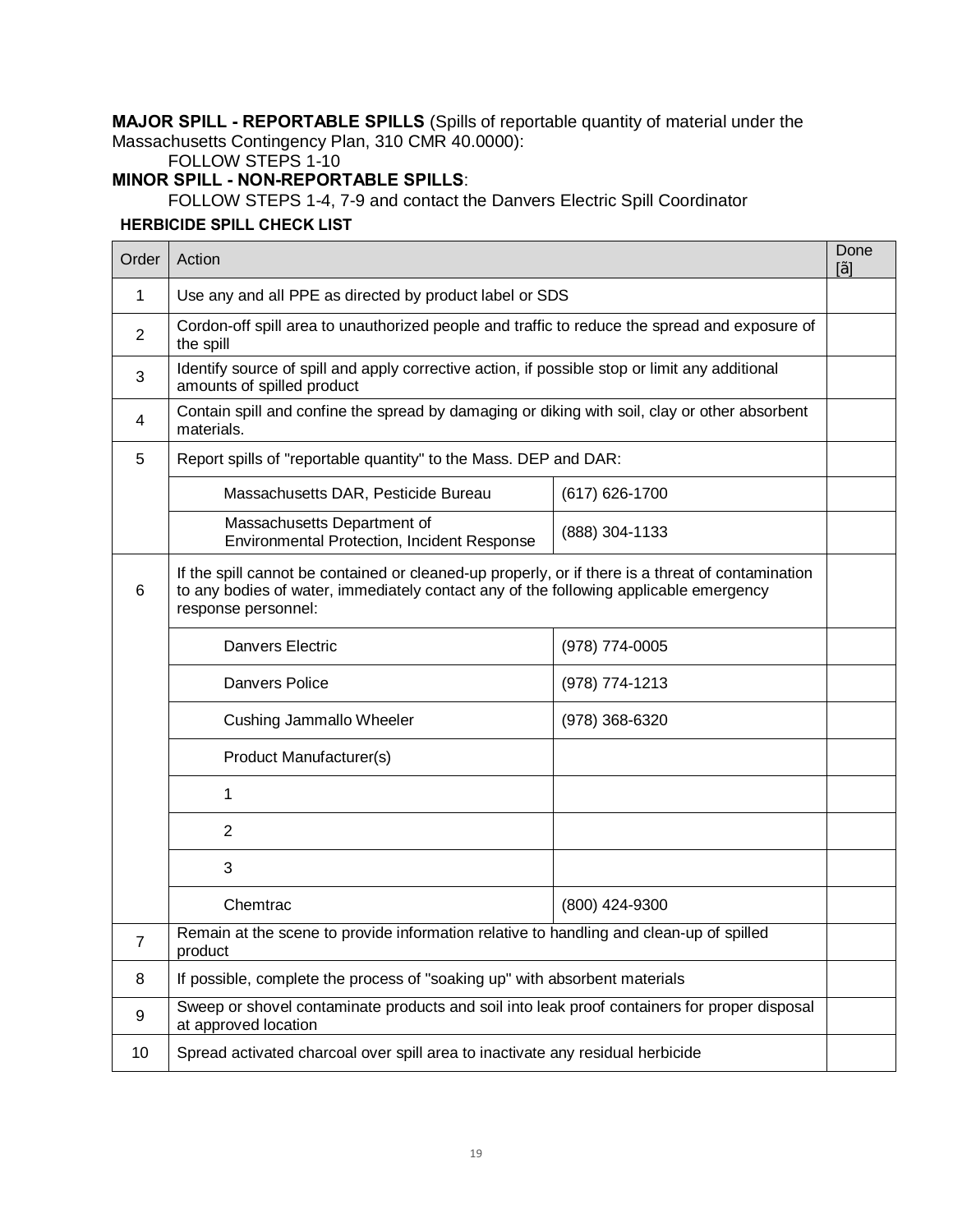**MAJOR SPILL - REPORTABLE SPILLS** (Spills of reportable quantity of material under the Massachusetts Contingency Plan, 310 CMR 40.0000):

FOLLOW STEPS 1-10

**MINOR SPILL - NON-REPORTABLE SPILLS**:

FOLLOW STEPS 1-4, 7-9 and contact the Danvers Electric Spill Coordinator

**HERBICIDE SPILL CHECK LIST**

| Order | Action | | Done [ã] |
|---|---|---|---|
| 1 | Use any and all PPE as directed by product label or SDS | | |
| 2 | Cordon-off spill area to unauthorized people and traffic to reduce the spread and exposure of the spill | | |
| 3 | Identify source of spill and apply corrective action, if possible stop or limit any additional amounts of spilled product | | |
| 4 | Contain spill and confine the spread by damaging or diking with soil, clay or other absorbent materials. | | |
| 5 | Report spills of "reportable quantity" to the Mass. DEP and DAR: | | |
| | Massachusetts DAR, Pesticide Bureau | (617) 626-1700 | |
| | Massachusetts Department of Environmental Protection, Incident Response | (888) 304-1133 | |
| 6 | If the spill cannot be contained or cleaned-up properly, or if there is a threat of contamination to any bodies of water, immediately contact any of the following applicable emergency response personnel: | | |
| | Danvers Electric | (978) 774-0005 | |
| | Danvers Police | (978) 774-1213 | |
| | Cushing Jammallo Wheeler | (978) 368-6320 | |
| | Product Manufacturer(s) | | |
| | 1 | | |
| | 2 | | |
| | 3 | | |
| | Chemtrac | (800) 424-9300 | |
| 7 | Remain at the scene to provide information relative to handling and clean-up of spilled product | | |
| 8 | If possible, complete the process of "soaking up" with absorbent materials | | |
| 9 | Sweep or shovel contaminate products and soil into leak proof containers for proper disposal at approved location | | |
| 10 | Spread activated charcoal over spill area to inactivate any residual herbicide | | |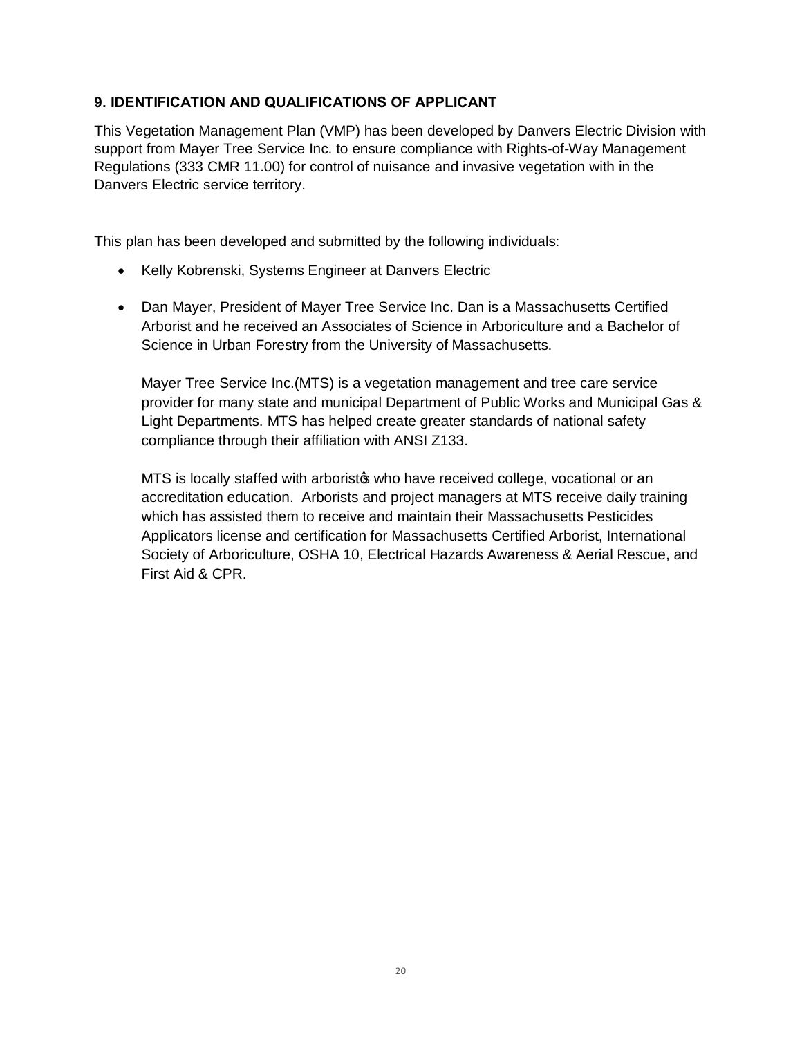## 9. IDENTIFICATION AND QUALIFICATIONS OF APPLICANT

This Vegetation Management Plan (VMP) has been developed by Danvers Electric Division with support from Mayer Tree Service Inc. to ensure compliance with Rights-of-Way Management Regulations (333 CMR 11.00) for control of nuisance and invasive vegetation with in the Danvers Electric service territory.

This plan has been developed and submitted by the following individuals:

- Kelly Kobrenski, Systems Engineer at Danvers Electric
- Dan Mayer, President of Mayer Tree Service Inc. Dan is a Massachusetts Certified Arborist and he received an Associates of Science in Arboriculture and a Bachelor of Science in Urban Forestry from the University of Massachusetts.

  Mayer Tree Service Inc.(MTS) is a vegetation management and tree care service provider for many state and municipal Department of Public Works and Municipal Gas & Light Departments. MTS has helped create greater standards of national safety compliance through their affiliation with ANSI Z133.

  MTS is locally staffed with arborist's who have received college, vocational or an accreditation education. Arborists and project managers at MTS receive daily training which has assisted them to receive and maintain their Massachusetts Pesticides Applicators license and certification for Massachusetts Certified Arborist, International Society of Arboriculture, OSHA 10, Electrical Hazards Awareness & Aerial Rescue, and First Aid & CPR.